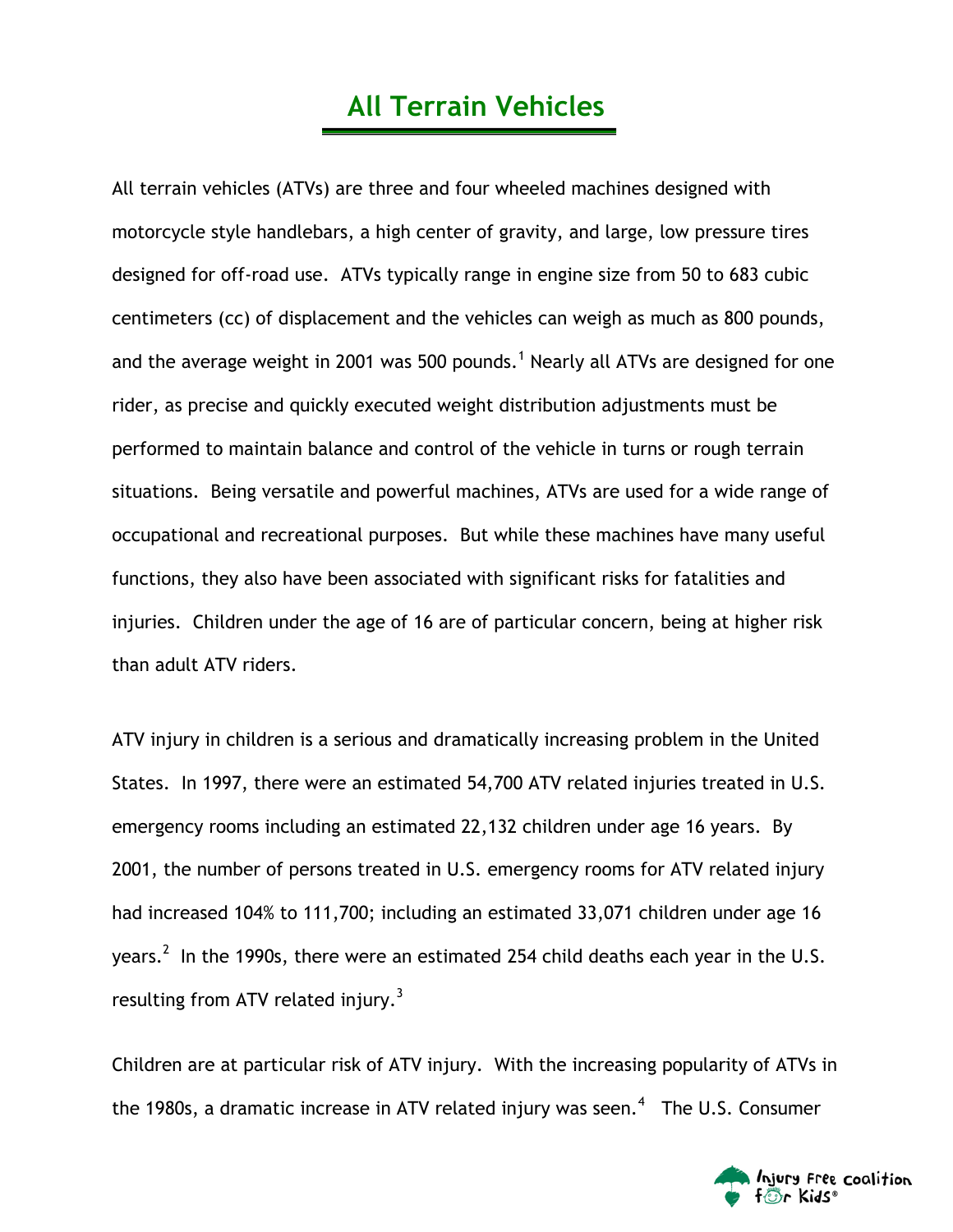# All Terrain Vehicles

All terrain vehicles (ATVs) are three and four wheeled machines designed with motorcycle style handlebars, a high center of gravity, and large, low pressure tires designed for off-road use. ATVs typically range in engine size from 50 to 683 cubic centimeters (cc) of displacement and the vehicles can weigh as much as 800 pounds, and the average weight in 2001 was 500 pounds.[1] Nearly all ATVs are designed for one rider, as precise and quickly executed weight distribution adjustments must be performed to maintain balance and control of the vehicle in turns or rough terrain situations. Being versatile and powerful machines, ATVs are used for a wide range of occupational and recreational purposes. But while these machines have many useful functions, they also have been associated with significant risks for fatalities and injuries. Children under the age of 16 are of particular concern, being at higher risk than adult ATV riders.

ATV injury in children is a serious and dramatically increasing problem in the United States. In 1997, there were an estimated 54,700 ATV related injuries treated in U.S. emergency rooms including an estimated 22,132 children under age 16 years. By 2001, the number of persons treated in U.S. emergency rooms for ATV related injury had increased 104% to 111,700; including an estimated 33,071 children under age 16 years.[2] In the 1990s, there were an estimated 254 child deaths each year in the U.S. resulting from ATV related injury.[3]

Children are at particular risk of ATV injury. With the increasing popularity of ATVs in the 1980s, a dramatic increase in ATV related injury was seen.[4] The U.S. Consumer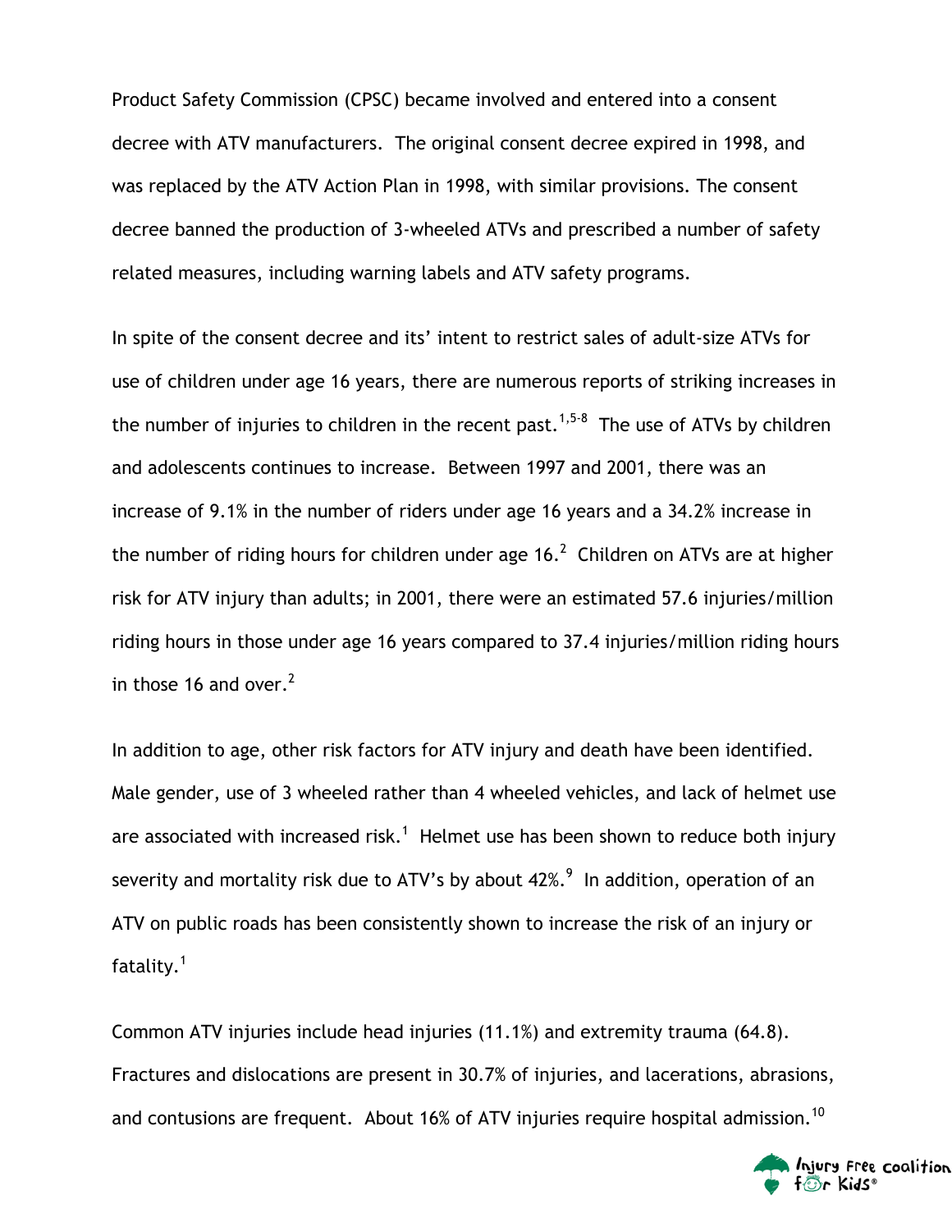Product Safety Commission (CPSC) became involved and entered into a consent decree with ATV manufacturers. The original consent decree expired in 1998, and was replaced by the ATV Action Plan in 1998, with similar provisions. The consent decree banned the production of 3-wheeled ATVs and prescribed a number of safety related measures, including warning labels and ATV safety programs.

In spite of the consent decree and its' intent to restrict sales of adult-size ATVs for use of children under age 16 years, there are numerous reports of striking increases in the number of injuries to children in the recent past.[1,5-8] The use of ATVs by children and adolescents continues to increase. Between 1997 and 2001, there was an increase of 9.1% in the number of riders under age 16 years and a 34.2% increase in the number of riding hours for children under age 16.[2] Children on ATVs are at higher risk for ATV injury than adults; in 2001, there were an estimated 57.6 injuries/million riding hours in those under age 16 years compared to 37.4 injuries/million riding hours in those 16 and over.[2]

In addition to age, other risk factors for ATV injury and death have been identified. Male gender, use of 3 wheeled rather than 4 wheeled vehicles, and lack of helmet use are associated with increased risk.[1] Helmet use has been shown to reduce both injury severity and mortality risk due to ATV's by about 42%.[9] In addition, operation of an ATV on public roads has been consistently shown to increase the risk of an injury or fatality.[1]

Common ATV injuries include head injuries (11.1%) and extremity trauma (64.8). Fractures and dislocations are present in 30.7% of injuries, and lacerations, abrasions, and contusions are frequent. About 16% of ATV injuries require hospital admission.[10]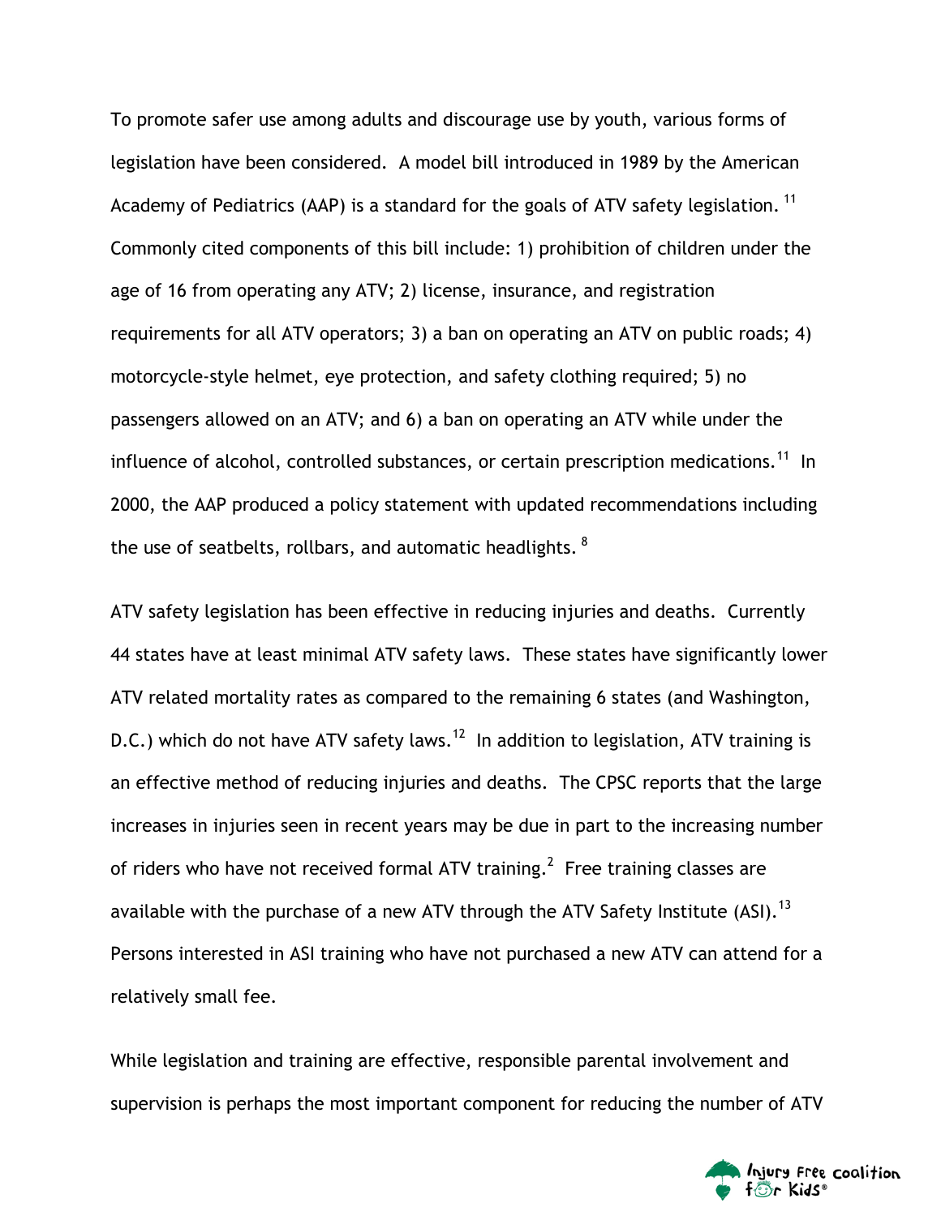To promote safer use among adults and discourage use by youth, various forms of legislation have been considered. A model bill introduced in 1989 by the American Academy of Pediatrics (AAP) is a standard for the goals of ATV safety legislation. [11] Commonly cited components of this bill include: 1) prohibition of children under the age of 16 from operating any ATV; 2) license, insurance, and registration requirements for all ATV operators; 3) a ban on operating an ATV on public roads; 4) motorcycle-style helmet, eye protection, and safety clothing required; 5) no passengers allowed on an ATV; and 6) a ban on operating an ATV while under the influence of alcohol, controlled substances, or certain prescription medications.[11] In 2000, the AAP produced a policy statement with updated recommendations including the use of seatbelts, rollbars, and automatic headlights. [8]

ATV safety legislation has been effective in reducing injuries and deaths. Currently 44 states have at least minimal ATV safety laws. These states have significantly lower ATV related mortality rates as compared to the remaining 6 states (and Washington, D.C.) which do not have ATV safety laws.[12] In addition to legislation, ATV training is an effective method of reducing injuries and deaths. The CPSC reports that the large increases in injuries seen in recent years may be due in part to the increasing number of riders who have not received formal ATV training.[2] Free training classes are available with the purchase of a new ATV through the ATV Safety Institute (ASI).[13] Persons interested in ASI training who have not purchased a new ATV can attend for a relatively small fee.

While legislation and training are effective, responsible parental involvement and supervision is perhaps the most important component for reducing the number of ATV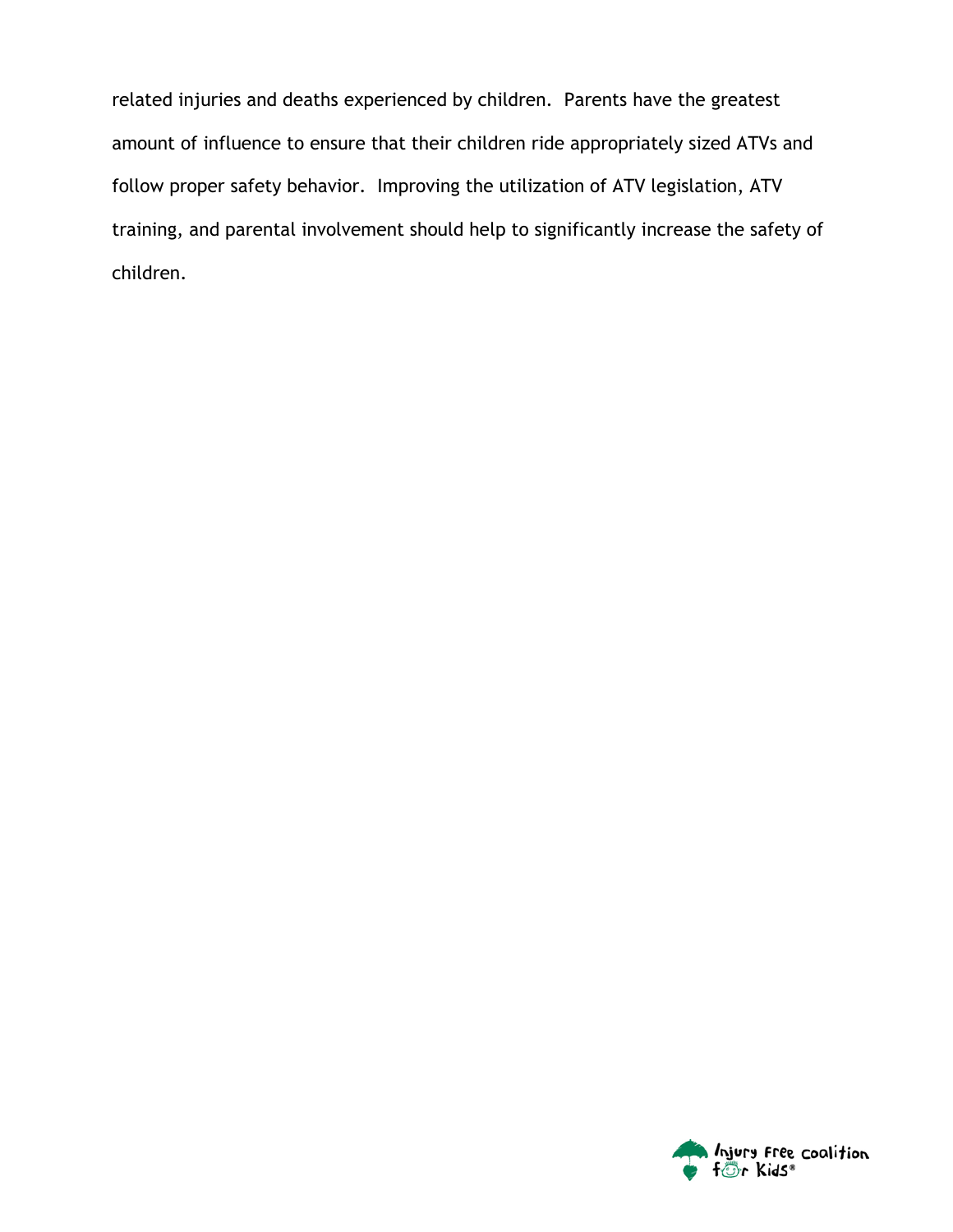related injuries and deaths experienced by children. Parents have the greatest amount of influence to ensure that their children ride appropriately sized ATVs and follow proper safety behavior. Improving the utilization of ATV legislation, ATV training, and parental involvement should help to significantly increase the safety of children.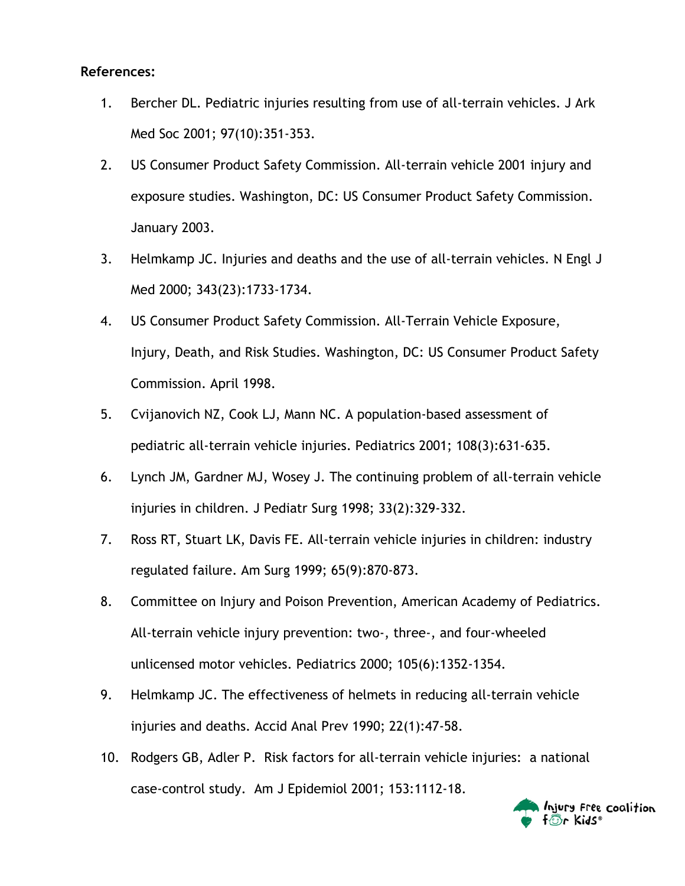**References:**

1. Bercher DL. Pediatric injuries resulting from use of all-terrain vehicles. J Ark Med Soc 2001; 97(10):351-353.
2. US Consumer Product Safety Commission. All-terrain vehicle 2001 injury and exposure studies. Washington, DC: US Consumer Product Safety Commission. January 2003.
3. Helmkamp JC. Injuries and deaths and the use of all-terrain vehicles. N Engl J Med 2000; 343(23):1733-1734.
4. US Consumer Product Safety Commission. All-Terrain Vehicle Exposure, Injury, Death, and Risk Studies. Washington, DC: US Consumer Product Safety Commission. April 1998.
5. Cvijanovich NZ, Cook LJ, Mann NC. A population-based assessment of pediatric all-terrain vehicle injuries. Pediatrics 2001; 108(3):631-635.
6. Lynch JM, Gardner MJ, Wosey J. The continuing problem of all-terrain vehicle injuries in children. J Pediatr Surg 1998; 33(2):329-332.
7. Ross RT, Stuart LK, Davis FE. All-terrain vehicle injuries in children: industry regulated failure. Am Surg 1999; 65(9):870-873.
8. Committee on Injury and Poison Prevention, American Academy of Pediatrics. All-terrain vehicle injury prevention: two-, three-, and four-wheeled unlicensed motor vehicles. Pediatrics 2000; 105(6):1352-1354.
9. Helmkamp JC. The effectiveness of helmets in reducing all-terrain vehicle injuries and deaths. Accid Anal Prev 1990; 22(1):47-58.
10. Rodgers GB, Adler P. Risk factors for all-terrain vehicle injuries: a national case-control study. Am J Epidemiol 2001; 153:1112-18.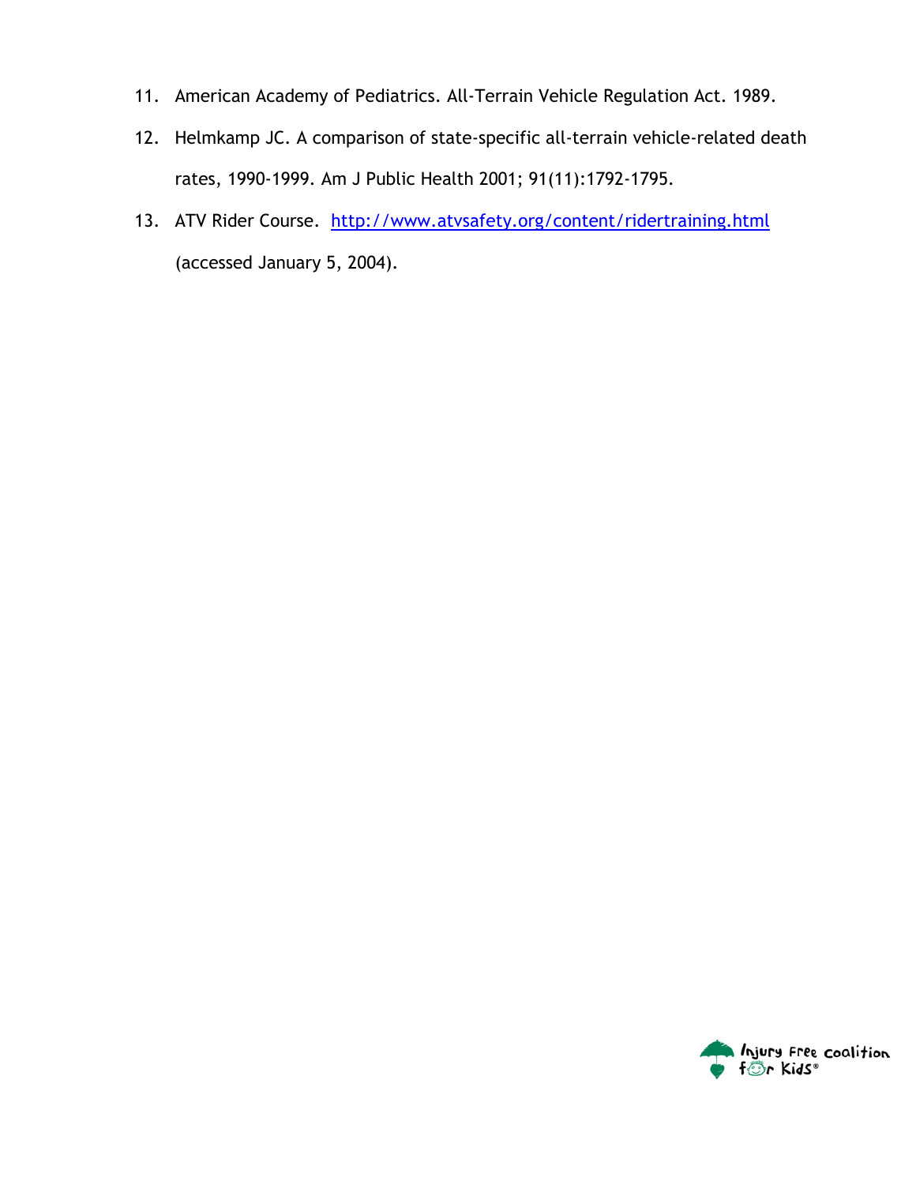11. American Academy of Pediatrics. All-Terrain Vehicle Regulation Act. 1989.
12. Helmkamp JC. A comparison of state-specific all-terrain vehicle-related death rates, 1990-1999. Am J Public Health 2001; 91(11):1792-1795.
13. ATV Rider Course. http://www.atvsafety.org/content/ridertraining.html (accessed January 5, 2004).